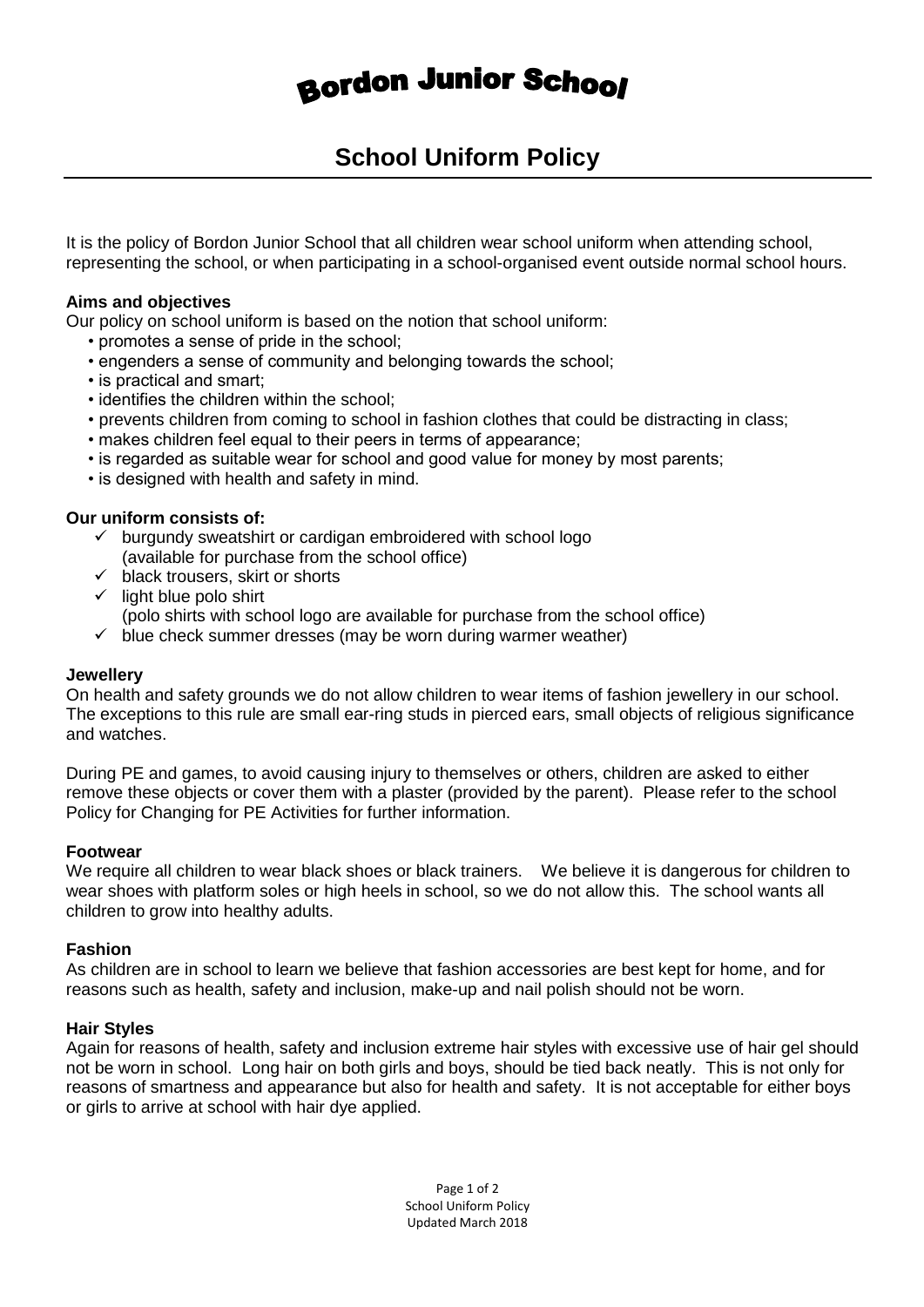# Bordon Junior School

## School Uniform Policy

It is the policy of Bordon Junior School that all children wear school uniform when attending school, representing the school, or when participating in a school-organised event outside normal school hours.

**Aims and objectives**

Our policy on school uniform is based on the notion that school uniform:

- promotes a sense of pride in the school;
- engenders a sense of community and belonging towards the school;
- is practical and smart;
- identifies the children within the school;
- prevents children from coming to school in fashion clothes that could be distracting in class;
- makes children feel equal to their peers in terms of appearance;
- is regarded as suitable wear for school and good value for money by most parents;
- is designed with health and safety in mind.

**Our uniform consists of:**

- ✓ burgundy sweatshirt or cardigan embroidered with school logo (available for purchase from the school office)
- ✓ black trousers, skirt or shorts
- ✓ light blue polo shirt (polo shirts with school logo are available for purchase from the school office)
- ✓ blue check summer dresses (may be worn during warmer weather)

**Jewellery**

On health and safety grounds we do not allow children to wear items of fashion jewellery in our school. The exceptions to this rule are small ear-ring studs in pierced ears, small objects of religious significance and watches.

During PE and games, to avoid causing injury to themselves or others, children are asked to either remove these objects or cover them with a plaster (provided by the parent). Please refer to the school Policy for Changing for PE Activities for further information.

**Footwear**

We require all children to wear black shoes or black trainers. We believe it is dangerous for children to wear shoes with platform soles or high heels in school, so we do not allow this. The school wants all children to grow into healthy adults.

**Fashion**

As children are in school to learn we believe that fashion accessories are best kept for home, and for reasons such as health, safety and inclusion, make-up and nail polish should not be worn.

**Hair Styles**

Again for reasons of health, safety and inclusion extreme hair styles with excessive use of hair gel should not be worn in school. Long hair on both girls and boys, should be tied back neatly. This is not only for reasons of smartness and appearance but also for health and safety. It is not acceptable for either boys or girls to arrive at school with hair dye applied.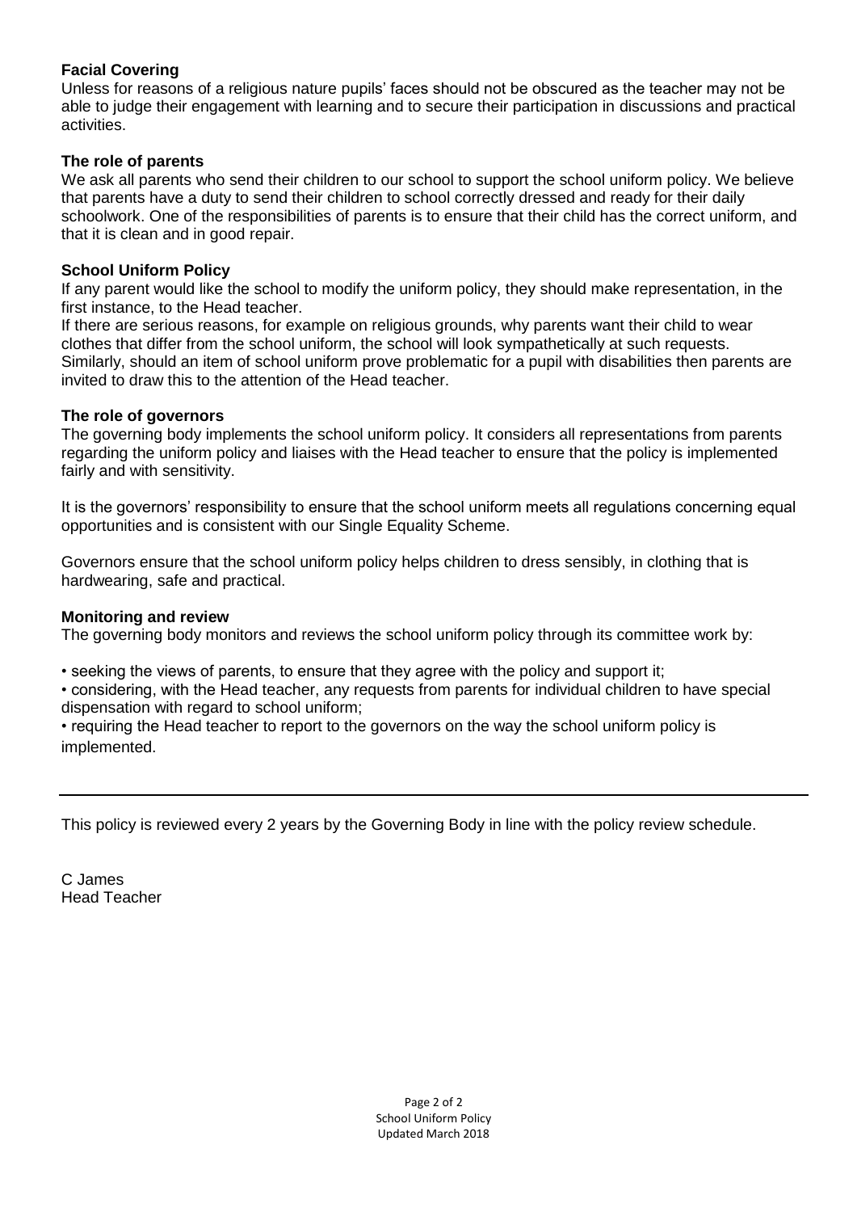### Facial Covering

Unless for reasons of a religious nature pupils' faces should not be obscured as the teacher may not be able to judge their engagement with learning and to secure their participation in discussions and practical activities.

### The role of parents

We ask all parents who send their children to our school to support the school uniform policy. We believe that parents have a duty to send their children to school correctly dressed and ready for their daily schoolwork. One of the responsibilities of parents is to ensure that their child has the correct uniform, and that it is clean and in good repair.

### School Uniform Policy

If any parent would like the school to modify the uniform policy, they should make representation, in the first instance, to the Head teacher.

If there are serious reasons, for example on religious grounds, why parents want their child to wear clothes that differ from the school uniform, the school will look sympathetically at such requests. Similarly, should an item of school uniform prove problematic for a pupil with disabilities then parents are invited to draw this to the attention of the Head teacher.

### The role of governors

The governing body implements the school uniform policy. It considers all representations from parents regarding the uniform policy and liaises with the Head teacher to ensure that the policy is implemented fairly and with sensitivity.

It is the governors' responsibility to ensure that the school uniform meets all regulations concerning equal opportunities and is consistent with our Single Equality Scheme.

Governors ensure that the school uniform policy helps children to dress sensibly, in clothing that is hardwearing, safe and practical.

### Monitoring and review

The governing body monitors and reviews the school uniform policy through its committee work by:

- seeking the views of parents, to ensure that they agree with the policy and support it;
- considering, with the Head teacher, any requests from parents for individual children to have special dispensation with regard to school uniform;
- requiring the Head teacher to report to the governors on the way the school uniform policy is implemented.

---

This policy is reviewed every 2 years by the Governing Body in line with the policy review schedule.

C James
Head Teacher